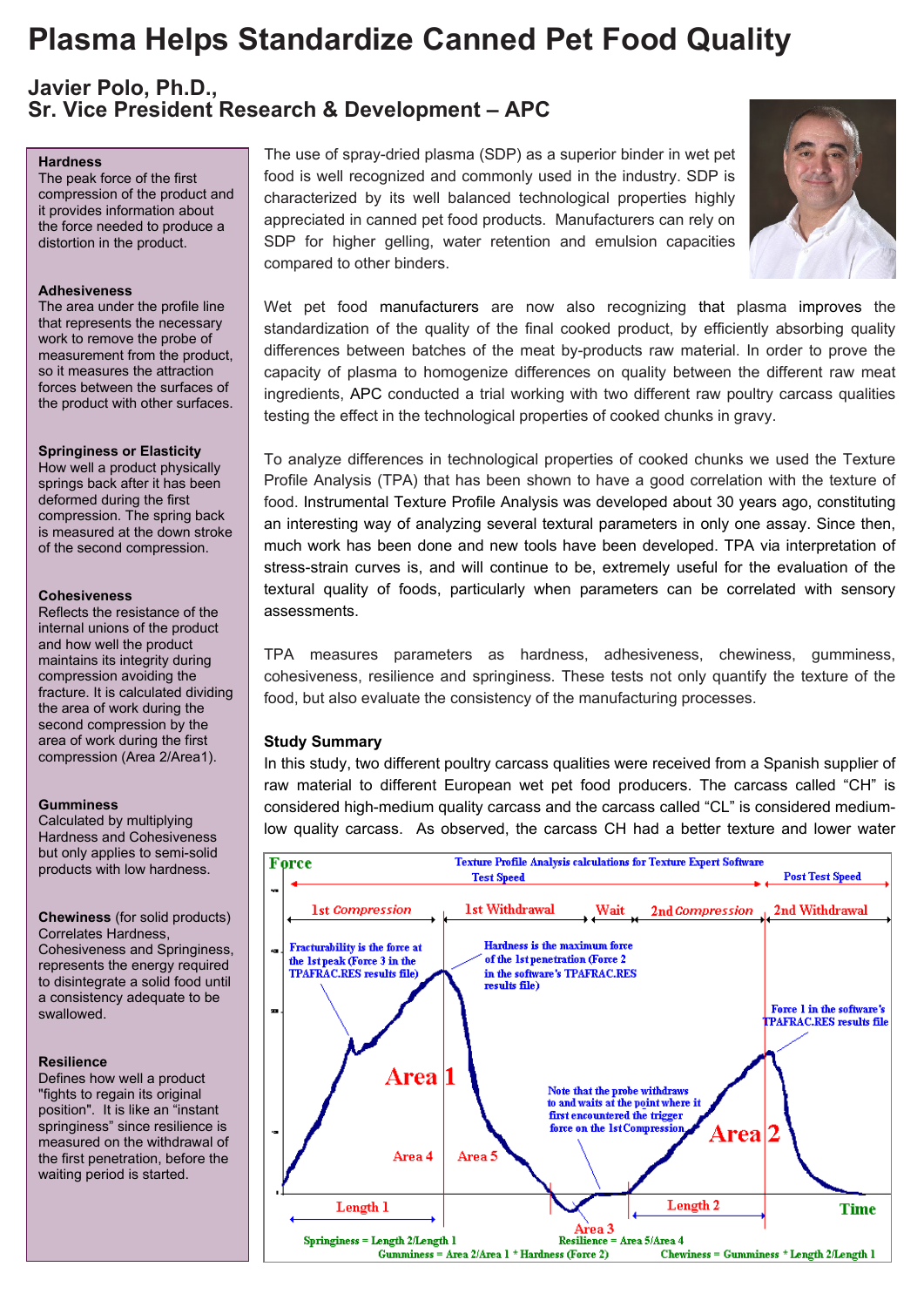# Plasma Helps Standardize Canned Pet Food Quality

## Javier Polo, Ph.D., Sr. Vice President Research & Development – APC

The use of spray-dried plasma (SDP) as a superior binder in wet pet food is well recognized and commonly used in the industry. SDP is characterized by its well balanced technological properties highly appreciated in canned pet food products. Manufacturers can rely on SDP for higher gelling, water retention and emulsion capacities compared to other binders.

Wet pet food manufacturers are now also recognizing that plasma improves the standardization of the quality of the final cooked product, by efficiently absorbing quality differences between batches of the meat by-products raw material. In order to prove the capacity of plasma to homogenize differences on quality between the different raw meat ingredients, APC conducted a trial working with two different raw poultry carcass qualities testing the effect in the technological properties of cooked chunks in gravy.

To analyze differences in technological properties of cooked chunks we used the Texture Profile Analysis (TPA) that has been shown to have a good correlation with the texture of food. Instrumental Texture Profile Analysis was developed about 30 years ago, constituting an interesting way of analyzing several textural parameters in only one assay. Since then, much work has been done and new tools have been developed. TPA via interpretation of stress-strain curves is, and will continue to be, extremely useful for the evaluation of the textural quality of foods, particularly when parameters can be correlated with sensory assessments.

TPA measures parameters as hardness, adhesiveness, chewiness, gumminess, cohesiveness, resilience and springiness. These tests not only quantify the texture of the food, but also evaluate the consistency of the manufacturing processes.

**Study Summary**

In this study, two different poultry carcass qualities were received from a Spanish supplier of raw material to different European wet pet food producers. The carcass called "CH" is considered high-medium quality carcass and the carcass called "CL" is considered medium-low quality carcass. As observed, the carcass CH had a better texture and lower water

**Hardness**
The peak force of the first compression of the product and it provides information about the force needed to produce a distortion in the product.

**Adhesiveness**
The area under the profile line that represents the necessary work to remove the probe of measurement from the product, so it measures the attraction forces between the surfaces of the product with other surfaces.

**Springiness or Elasticity**
How well a product physically springs back after it has been deformed during the first compression. The spring back is measured at the down stroke of the second compression.

**Cohesiveness**
Reflects the resistance of the internal unions of the product and how well the product maintains its integrity during compression avoiding the fracture. It is calculated dividing the area of work during the second compression by the area of work during the first compression (Area 2/Area1).

**Gumminess**
Calculated by multiplying Hardness and Cohesiveness but only applies to semi-solid products with low hardness.

**Chewiness** (for solid products)
Correlates Hardness, Cohesiveness and Springiness, represents the energy required to disintegrate a solid food until a consistency adequate to be swallowed.

**Resilience**
Defines how well a product "fights to regain its original position". It is like an "instant springiness" since resilience is measured on the withdrawal of the first penetration, before the waiting period is started.

Texture Profile Analysis calculations for Texture Expert Software

Force — Test Speed — Post Test Speed — 1st Compression — 1st Withdrawal — Wait — 2nd Compression — 2nd Withdrawal

Fracturability is the force at the 1st peak (Force 3 in the TPAFRAC.RES results file)

Hardness is the maximum force of the 1st penetration (Force 2 in the software's TPAFRAC.RES results file)

Force 1 in the software's TPAFRAC.RES results file

Note that the probe withdraws to and waits at the point where it first encountered the trigger force on the 1st Compression

Area 1 — Area 2 — Area 3 — Area 4 — Area 5 — Length 1 — Length 2 — Time

Springiness = Length 2/Length 1
Resilience = Area 5/Area 4
Gumminess = Area 2/Area 1 * Hardness (Force 2)
Chewiness = Gumminess * Length 2/Length 1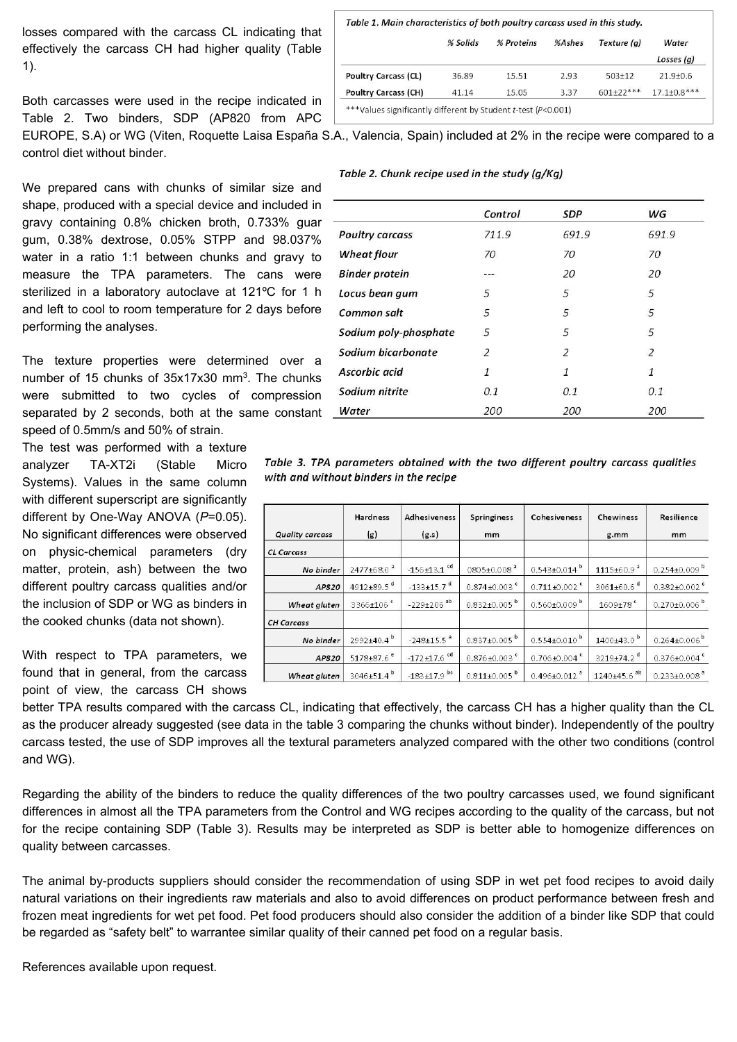losses compared with the carcass CL indicating that effectively the carcass CH had higher quality (Table 1).

*Table 1. Main characteristics of both poultry carcass used in this study.*

| | % Solids | % Proteins | %Ashes | Texture (g) | Water Losses (g) |
|---|---|---|---|---|---|
| Poultry Carcass (CL) | 36.89 | 15.51 | 2.93 | 503±12 | 21.9±0.6 |
| Poultry Carcass (CH) | 41.14 | 15.05 | 3.37 | 601±22*** | 17.1±0.8*** |

***Values significantly different by Student *t*-test (*P*<0.001)

Both carcasses were used in the recipe indicated in Table 2. Two binders, SDP (AP820 from APC EUROPE, S.A) or WG (Viten, Roquette Laisa España S.A., Valencia, Spain) included at 2% in the recipe were compared to a control diet without binder.

*Table 2. Chunk recipe used in the study (g/Kg)*

| | Control | SDP | WG |
|---|---|---|---|
| Poultry carcass | 711.9 | 691.9 | 691.9 |
| Wheat flour | 70 | 70 | 70 |
| Binder protein | --- | 20 | 20 |
| Locus bean gum | 5 | 5 | 5 |
| Common salt | 5 | 5 | 5 |
| Sodium poly-phosphate | 5 | 5 | 5 |
| Sodium bicarbonate | 2 | 2 | 2 |
| Ascorbic acid | 1 | 1 | 1 |
| Sodium nitrite | 0.1 | 0.1 | 0.1 |
| Water | 200 | 200 | 200 |

We prepared cans with chunks of similar size and shape, produced with a special device and included in gravy containing 0.8% chicken broth, 0.733% guar gum, 0.38% dextrose, 0.05% STPP and 98.037% water in a ratio 1:1 between chunks and gravy to measure the TPA parameters. The cans were sterilized in a laboratory autoclave at 121ºC for 1 h and left to cool to room temperature for 2 days before performing the analyses.

The texture properties were determined over a number of 15 chunks of 35x17x30 mm$^3$. The chunks were submitted to two cycles of compression separated by 2 seconds, both at the same constant speed of 0.5mm/s and 50% of strain.

The test was performed with a texture analyzer TA-XT2i (Stable Micro Systems). Values in the same column with different superscript are significantly different by One-Way ANOVA (*P*=0.05). No significant differences were observed on physic-chemical parameters (dry matter, protein, ash) between the two different poultry carcass qualities and/or the inclusion of SDP or WG as binders in the cooked chunks (data not shown).

*Table 3. TPA parameters obtained with the two different poultry carcass qualities with and without binders in the recipe*

| Quality carcass | Hardness (g) | Adhesiveness (g.s) | Springiness mm | Cohesiveness | Chewiness g.mm | Resilience mm |
|---|---|---|---|---|---|---|
| CL Carcass | | | | | | |
| No binder | 2477±68.0 $^{a}$ | -156±13.1 $^{cd}$ | 0805±0.008 $^{a}$ | 0.543±0.014 $^{b}$ | 1115±60.9 $^{a}$ | 0.254±0.009 $^{b}$ |
| AP820 | 4912±89.5 $^{d}$ | -133±15.7 $^{d}$ | 0.874±0.003 $^{c}$ | 0.711±0.002 $^{c}$ | 3061±60.6 $^{d}$ | 0.382±0.002 $^{c}$ |
| Wheat gluten | 3366±106 $^{c}$ | -229±206 $^{ab}$ | 0.832±0.005 $^{b}$ | 0.560±0.009 $^{b}$ | 1609±78 $^{c}$ | 0.270±0.006 $^{b}$ |
| CH Carcass | | | | | | |
| No binder | 2992±40.4 $^{b}$ | -249±15.5 $^{a}$ | 0.837±0.005 $^{b}$ | 0.554±0.010 $^{b}$ | 1400±43.0 $^{b}$ | 0.264±0.006 $^{b}$ |
| AP820 | 5178±87.6 $^{e}$ | -172±17.6 $^{cd}$ | 0.876±0.003 $^{c}$ | 0.706±0.004 $^{c}$ | 3219±74.2 $^{d}$ | 0.376±0.004 $^{c}$ |
| Wheat gluten | 3046±51.4 $^{b}$ | -183±17.9 $^{bc}$ | 0.811±0.005 $^{b}$ | 0.496±0.012 $^{a}$ | 1240±45.6 $^{ab}$ | 0.233±0.008 $^{a}$ |

With respect to TPA parameters, we found that in general, from the carcass point of view, the carcass CH shows better TPA results compared with the carcass CL, indicating that effectively, the carcass CH has a higher quality than the CL as the producer already suggested (see data in the table 3 comparing the chunks without binder). Independently of the poultry carcass tested, the use of SDP improves all the textural parameters analyzed compared with the other two conditions (control and WG).

Regarding the ability of the binders to reduce the quality differences of the two poultry carcasses used, we found significant differences in almost all the TPA parameters from the Control and WG recipes according to the quality of the carcass, but not for the recipe containing SDP (Table 3). Results may be interpreted as SDP is better able to homogenize differences on quality between carcasses.

The animal by-products suppliers should consider the recommendation of using SDP in wet pet food recipes to avoid daily natural variations on their ingredients raw materials and also to avoid differences on product performance between fresh and frozen meat ingredients for wet pet food. Pet food producers should also consider the addition of a binder like SDP that could be regarded as "safety belt" to warrantee similar quality of their canned pet food on a regular basis.

References available upon request.